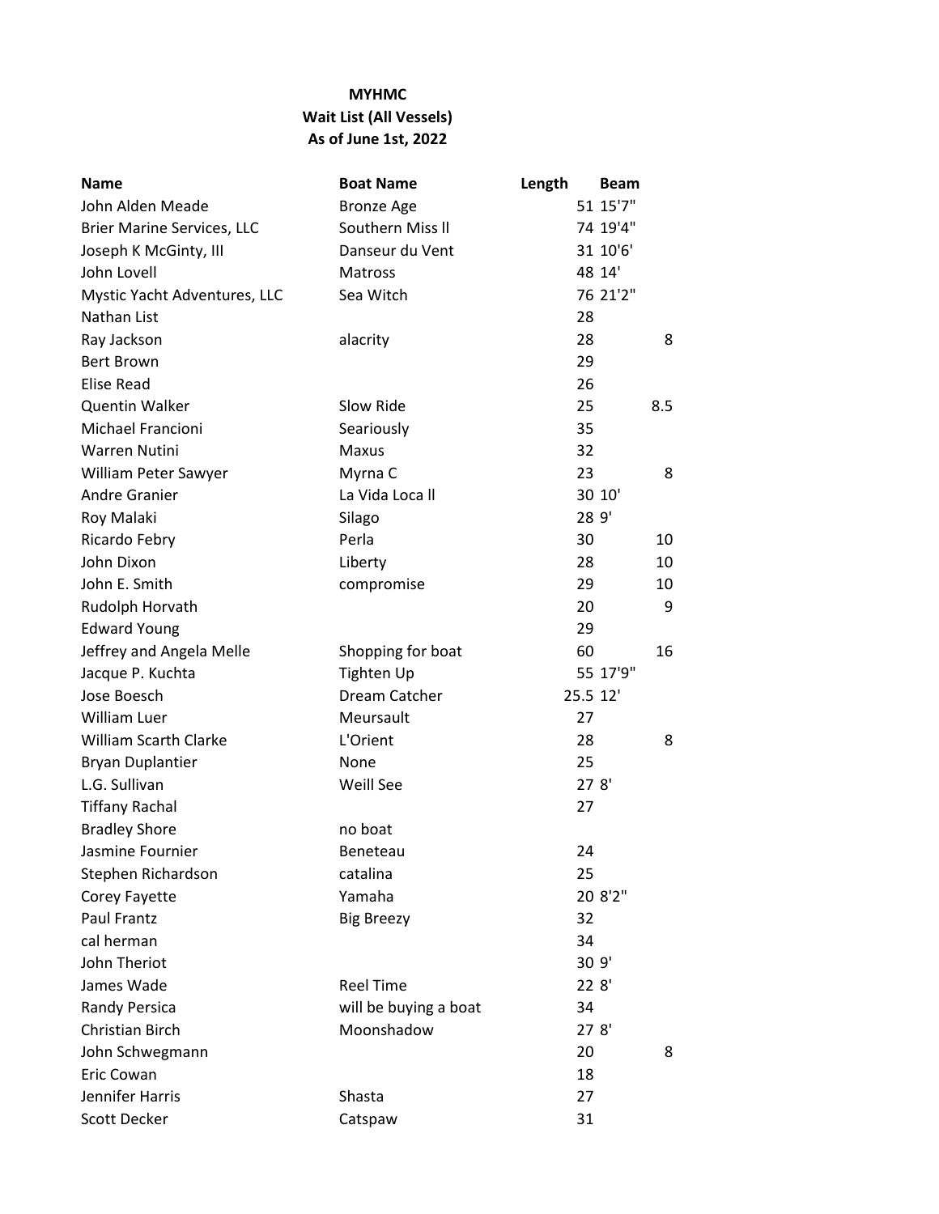**MYHMC**
**Wait List (All Vessels)**
**As of June 1st, 2022**

| Name | Boat Name | Length | Beam |
|---|---|---|---|
| John Alden Meade | Bronze Age | 51 | 15'7" |
| Brier Marine Services, LLC | Southern Miss ll | 74 | 19'4" |
| Joseph K McGinty, III | Danseur du Vent | 31 | 10'6' |
| John Lovell | Matross | 48 | 14' |
| Mystic Yacht Adventures, LLC | Sea Witch | 76 | 21'2" |
| Nathan List | | 28 | |
| Ray Jackson | alacrity | 28 | 8 |
| Bert Brown | | 29 | |
| Elise Read | | 26 | |
| Quentin Walker | Slow Ride | 25 | 8.5 |
| Michael Francioni | Seariously | 35 | |
| Warren Nutini | Maxus | 32 | |
| William Peter Sawyer | Myrna C | 23 | 8 |
| Andre Granier | La Vida Loca ll | 30 | 10' |
| Roy Malaki | Silago | 28 | 9' |
| Ricardo Febry | Perla | 30 | 10 |
| John Dixon | Liberty | 28 | 10 |
| John E. Smith | compromise | 29 | 10 |
| Rudolph Horvath | | 20 | 9 |
| Edward Young | | 29 | |
| Jeffrey and Angela Melle | Shopping for boat | 60 | 16 |
| Jacque P. Kuchta | Tighten Up | 55 | 17'9" |
| Jose Boesch | Dream Catcher | 25.5 | 12' |
| William Luer | Meursault | 27 | |
| William Scarth Clarke | L'Orient | 28 | 8 |
| Bryan Duplantier | None | 25 | |
| L.G. Sullivan | Weill See | 27 | 8' |
| Tiffany Rachal | | 27 | |
| Bradley Shore | no boat | | |
| Jasmine Fournier | Beneteau | 24 | |
| Stephen Richardson | catalina | 25 | |
| Corey Fayette | Yamaha | 20 | 8'2" |
| Paul Frantz | Big Breezy | 32 | |
| cal herman | | 34 | |
| John Theriot | | 30 | 9' |
| James Wade | Reel Time | 22 | 8' |
| Randy Persica | will be buying a boat | 34 | |
| Christian Birch | Moonshadow | 27 | 8' |
| John Schwegmann | | 20 | 8 |
| Eric Cowan | | 18 | |
| Jennifer Harris | Shasta | 27 | |
| Scott Decker | Catspaw | 31 | |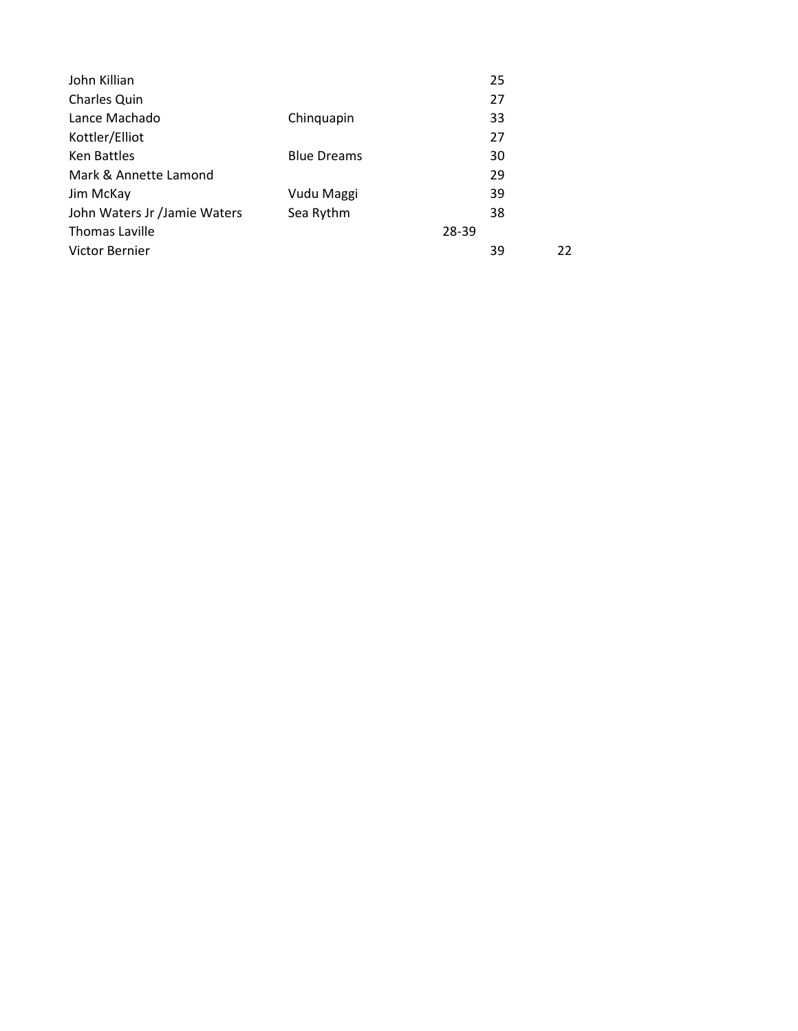| | | | | |
|---|---|---|---|---|
| John Killian | | | 25 | |
| Charles Quin | | | 27 | |
| Lance Machado | Chinquapin | | 33 | |
| Kottler/Elliot | | | 27 | |
| Ken Battles | Blue Dreams | | 30 | |
| Mark & Annette Lamond | | | 29 | |
| Jim McKay | Vudu Maggi | | 39 | |
| John Waters Jr /Jamie Waters | Sea Rythm | | 38 | |
| Thomas Laville | | 28-39 | | |
| Victor Bernier | | | 39 | 22 |